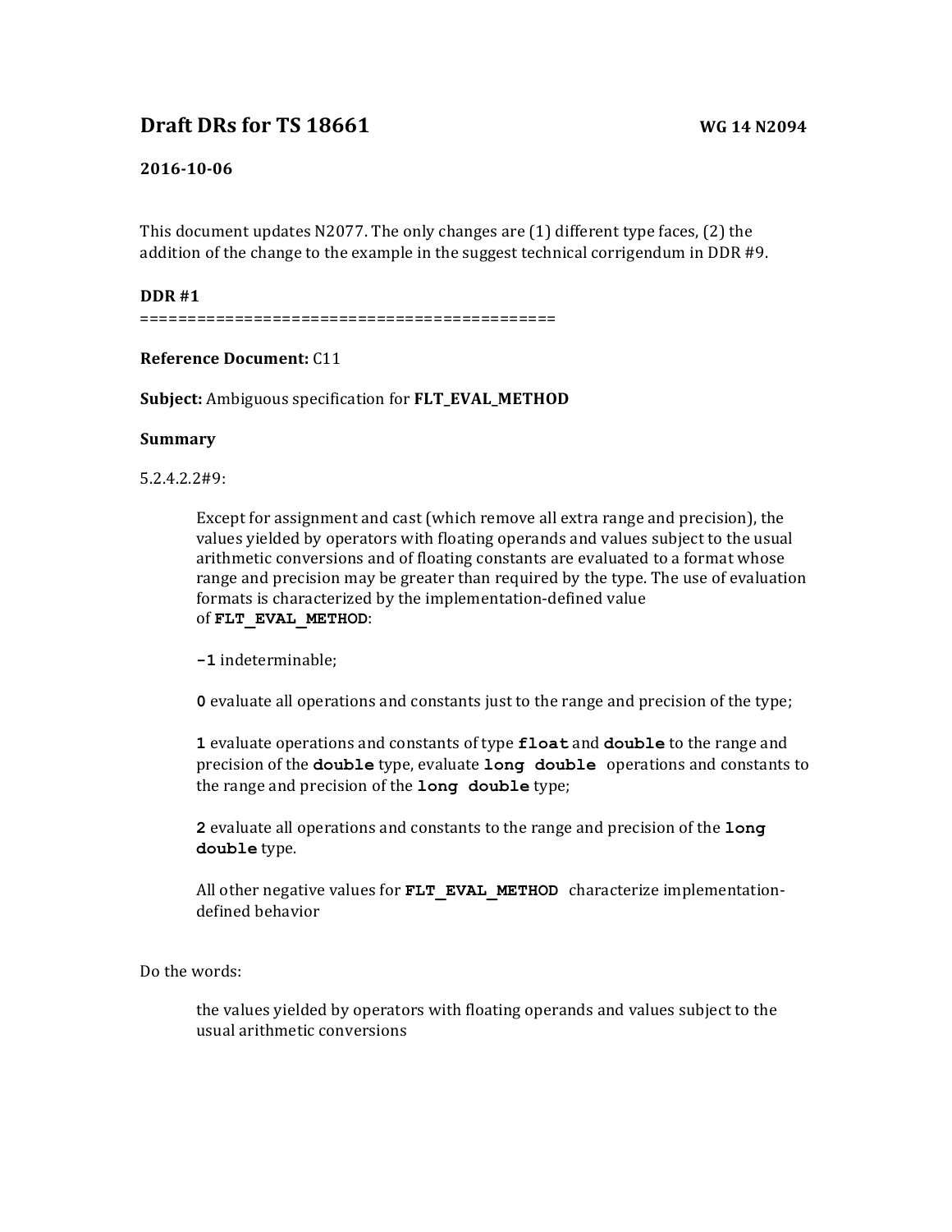# Draft DRs for TS 18661

**WG 14 N2094**

**2016-10-06**

This document updates N2077. The only changes are (1) different type faces, (2) the addition of the change to the example in the suggest technical corrigendum in DDR #9.

**DDR #1**

============================================

**Reference Document:** C11

**Subject:** Ambiguous specification for **FLT_EVAL_METHOD**

**Summary**

5.2.4.2.2#9:

> Except for assignment and cast (which remove all extra range and precision), the values yielded by operators with floating operands and values subject to the usual arithmetic conversions and of floating constants are evaluated to a format whose range and precision may be greater than required by the type. The use of evaluation formats is characterized by the implementation-defined value of **`FLT_EVAL_METHOD`**:
>
> **`-1`** indeterminable;
>
> **`0`** evaluate all operations and constants just to the range and precision of the type;
>
> **`1`** evaluate operations and constants of type **`float`** and **`double`** to the range and precision of the **`double`** type, evaluate **`long double`** operations and constants to the range and precision of the **`long double`** type;
>
> **`2`** evaluate all operations and constants to the range and precision of the **`long double`** type.
>
> All other negative values for **`FLT_EVAL_METHOD`** characterize implementation-defined behavior

Do the words:

> the values yielded by operators with floating operands and values subject to the usual arithmetic conversions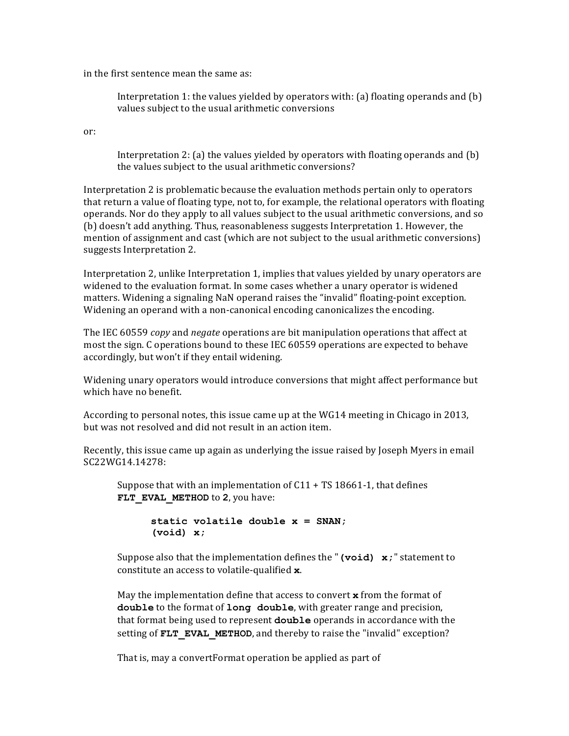in the first sentence mean the same as:

> Interpretation 1: the values yielded by operators with: (a) floating operands and (b) values subject to the usual arithmetic conversions

or:

> Interpretation 2: (a) the values yielded by operators with floating operands and (b) the values subject to the usual arithmetic conversions?

Interpretation 2 is problematic because the evaluation methods pertain only to operators that return a value of floating type, not to, for example, the relational operators with floating operands. Nor do they apply to all values subject to the usual arithmetic conversions, and so (b) doesn't add anything. Thus, reasonableness suggests Interpretation 1. However, the mention of assignment and cast (which are not subject to the usual arithmetic conversions) suggests Interpretation 2.

Interpretation 2, unlike Interpretation 1, implies that values yielded by unary operators are widened to the evaluation format. In some cases whether a unary operator is widened matters. Widening a signaling NaN operand raises the "invalid" floating-point exception. Widening an operand with a non-canonical encoding canonicalizes the encoding.

The IEC 60559 *copy* and *negate* operations are bit manipulation operations that affect at most the sign. C operations bound to these IEC 60559 operations are expected to behave accordingly, but won't if they entail widening.

Widening unary operators would introduce conversions that might affect performance but which have no benefit.

According to personal notes, this issue came up at the WG14 meeting in Chicago in 2013, but was not resolved and did not result in an action item.

Recently, this issue came up again as underlying the issue raised by Joseph Myers in email SC22WG14.14278:

> Suppose that with an implementation of C11 + TS 18661-1, that defines **FLT_EVAL_METHOD** to **2**, you have:
>
> ```
> static volatile double x = SNAN;
> (void) x;
> ```
>
> Suppose also that the implementation defines the "**(void) x;**" statement to constitute an access to volatile-qualified **x**.
>
> May the implementation define that access to convert **x** from the format of **double** to the format of **long double**, with greater range and precision, that format being used to represent **double** operands in accordance with the setting of **FLT_EVAL_METHOD**, and thereby to raise the "invalid" exception?
>
> That is, may a convertFormat operation be applied as part of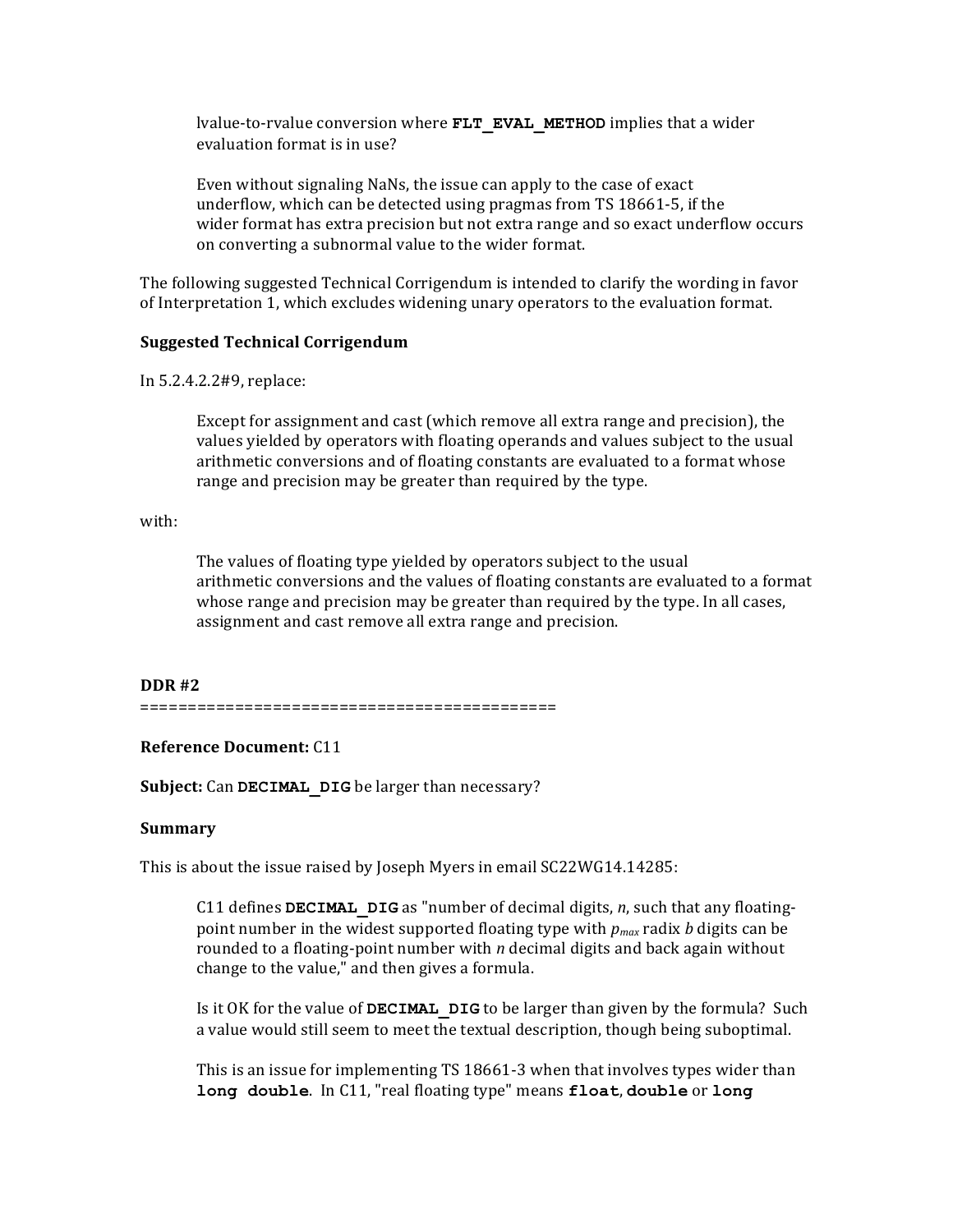> lvalue-to-rvalue conversion where **FLT_EVAL_METHOD** implies that a wider evaluation format is in use?
>
> Even without signaling NaNs, the issue can apply to the case of exact underflow, which can be detected using pragmas from TS 18661-5, if the wider format has extra precision but not extra range and so exact underflow occurs on converting a subnormal value to the wider format.

The following suggested Technical Corrigendum is intended to clarify the wording in favor of Interpretation 1, which excludes widening unary operators to the evaluation format.

**Suggested Technical Corrigendum**

In 5.2.4.2.2#9, replace:

> Except for assignment and cast (which remove all extra range and precision), the values yielded by operators with floating operands and values subject to the usual arithmetic conversions and of floating constants are evaluated to a format whose range and precision may be greater than required by the type.

with:

> The values of floating type yielded by operators subject to the usual arithmetic conversions and the values of floating constants are evaluated to a format whose range and precision may be greater than required by the type. In all cases, assignment and cast remove all extra range and precision.

**DDR #2**

============================================

**Reference Document:** C11

**Subject:** Can **DECIMAL_DIG** be larger than necessary?

**Summary**

This is about the issue raised by Joseph Myers in email SC22WG14.14285:

> C11 defines **DECIMAL_DIG** as "number of decimal digits, *n*, such that any floating-point number in the widest supported floating type with $p_{max}$ radix *b* digits can be rounded to a floating-point number with *n* decimal digits and back again without change to the value," and then gives a formula.
>
> Is it OK for the value of **DECIMAL_DIG** to be larger than given by the formula? Such a value would still seem to meet the textual description, though being suboptimal.
>
> This is an issue for implementing TS 18661-3 when that involves types wider than **long double**. In C11, "real floating type" means **float**, **double** or **long**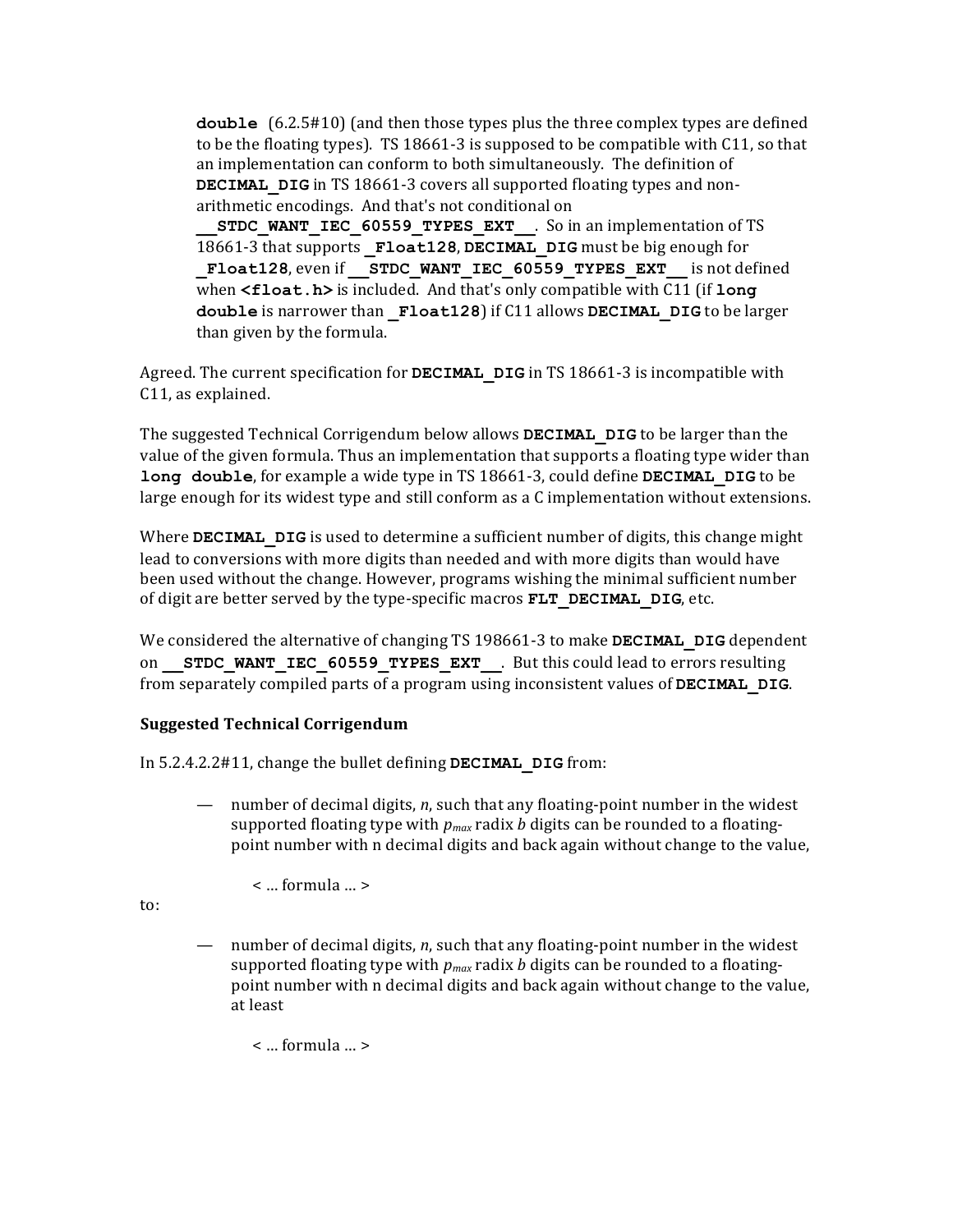> **double** (6.2.5#10) (and then those types plus the three complex types are defined to be the floating types). TS 18661-3 is supposed to be compatible with C11, so that an implementation can conform to both simultaneously. The definition of **DECIMAL_DIG** in TS 18661-3 covers all supported floating types and non-arithmetic encodings. And that's not conditional on **__STDC_WANT_IEC_60559_TYPES_EXT__**. So in an implementation of TS 18661-3 that supports **_Float128**, **DECIMAL_DIG** must be big enough for **_Float128**, even if **__STDC_WANT_IEC_60559_TYPES_EXT__** is not defined when **<float.h>** is included. And that's only compatible with C11 (if **long double** is narrower than **_Float128**) if C11 allows **DECIMAL_DIG** to be larger than given by the formula.

Agreed. The current specification for **DECIMAL_DIG** in TS 18661-3 is incompatible with C11, as explained.

The suggested Technical Corrigendum below allows **DECIMAL_DIG** to be larger than the value of the given formula. Thus an implementation that supports a floating type wider than **long double**, for example a wide type in TS 18661-3, could define **DECIMAL_DIG** to be large enough for its widest type and still conform as a C implementation without extensions.

Where **DECIMAL_DIG** is used to determine a sufficient number of digits, this change might lead to conversions with more digits than needed and with more digits than would have been used without the change. However, programs wishing the minimal sufficient number of digit are better served by the type-specific macros **FLT_DECIMAL_DIG**, etc.

We considered the alternative of changing TS 198661-3 to make **DECIMAL_DIG** dependent on **__STDC_WANT_IEC_60559_TYPES_EXT__**. But this could lead to errors resulting from separately compiled parts of a program using inconsistent values of **DECIMAL_DIG**.

**Suggested Technical Corrigendum**

In 5.2.4.2.2#11, change the bullet defining **DECIMAL_DIG** from:

> — number of decimal digits, *n*, such that any floating-point number in the widest supported floating type with $p_{max}$ radix *b* digits can be rounded to a floating-point number with n decimal digits and back again without change to the value,
>
> < ... formula ... >

to:

> — number of decimal digits, *n*, such that any floating-point number in the widest supported floating type with $p_{max}$ radix *b* digits can be rounded to a floating-point number with n decimal digits and back again without change to the value, at least
>
> < ... formula ... >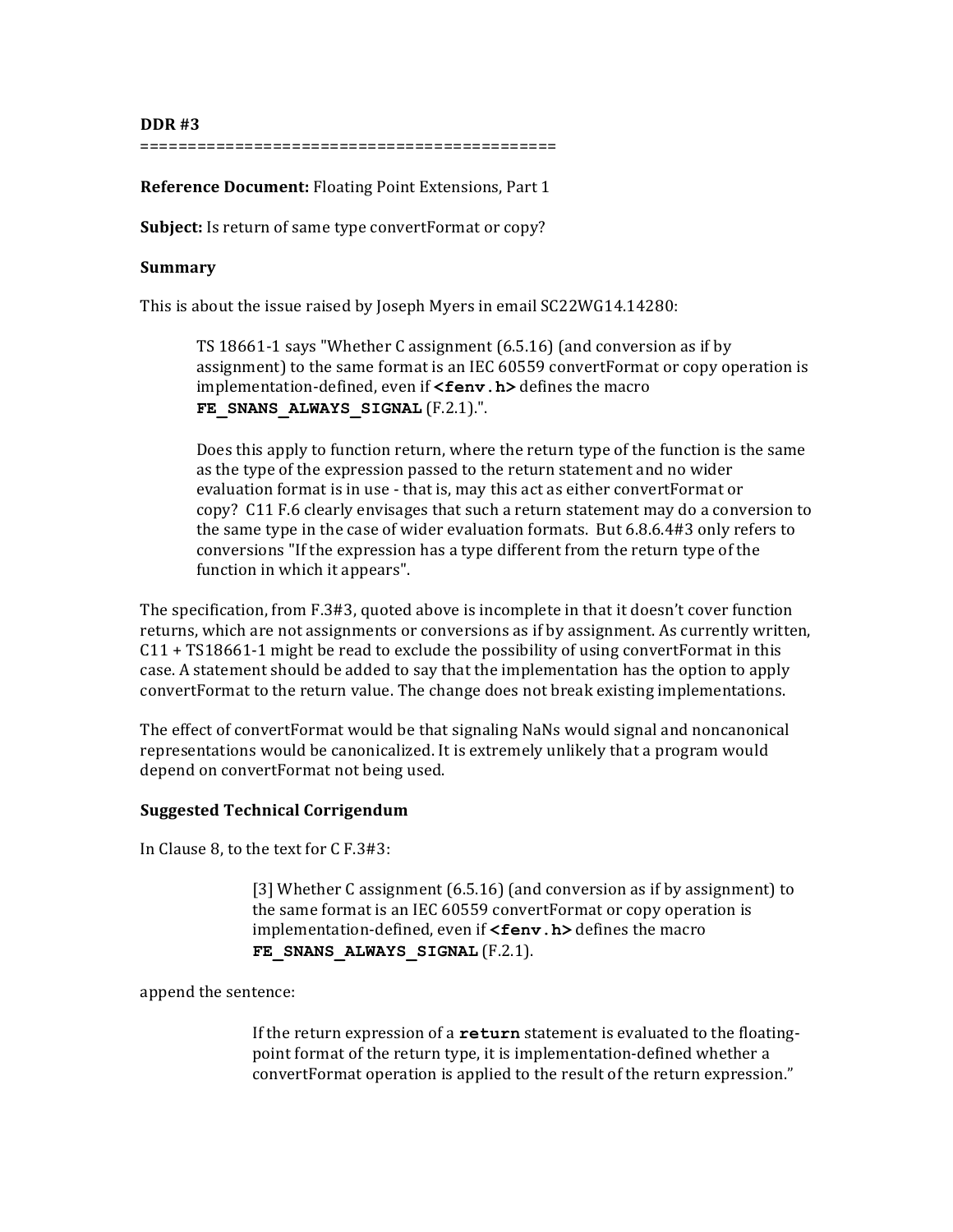**DDR #3**

============================================

**Reference Document:** Floating Point Extensions, Part 1

**Subject:** Is return of same type convertFormat or copy?

**Summary**

This is about the issue raised by Joseph Myers in email SC22WG14.14280:

> TS 18661-1 says "Whether C assignment (6.5.16) (and conversion as if by assignment) to the same format is an IEC 60559 convertFormat or copy operation is implementation-defined, even if **`<fenv.h>`** defines the macro **`FE_SNANS_ALWAYS_SIGNAL`** (F.2.1).".
>
> Does this apply to function return, where the return type of the function is the same as the type of the expression passed to the return statement and no wider evaluation format is in use - that is, may this act as either convertFormat or copy? C11 F.6 clearly envisages that such a return statement may do a conversion to the same type in the case of wider evaluation formats. But 6.8.6.4#3 only refers to conversions "If the expression has a type different from the return type of the function in which it appears".

The specification, from F.3#3, quoted above is incomplete in that it doesn't cover function returns, which are not assignments or conversions as if by assignment. As currently written, C11 + TS18661-1 might be read to exclude the possibility of using convertFormat in this case. A statement should be added to say that the implementation has the option to apply convertFormat to the return value. The change does not break existing implementations.

The effect of convertFormat would be that signaling NaNs would signal and noncanonical representations would be canonicalized. It is extremely unlikely that a program would depend on convertFormat not being used.

**Suggested Technical Corrigendum**

In Clause 8, to the text for C F.3#3:

> [3] Whether C assignment (6.5.16) (and conversion as if by assignment) to the same format is an IEC 60559 convertFormat or copy operation is implementation-defined, even if **`<fenv.h>`** defines the macro **`FE_SNANS_ALWAYS_SIGNAL`** (F.2.1).

append the sentence:

> If the return expression of a **`return`** statement is evaluated to the floating-point format of the return type, it is implementation-defined whether a convertFormat operation is applied to the result of the return expression."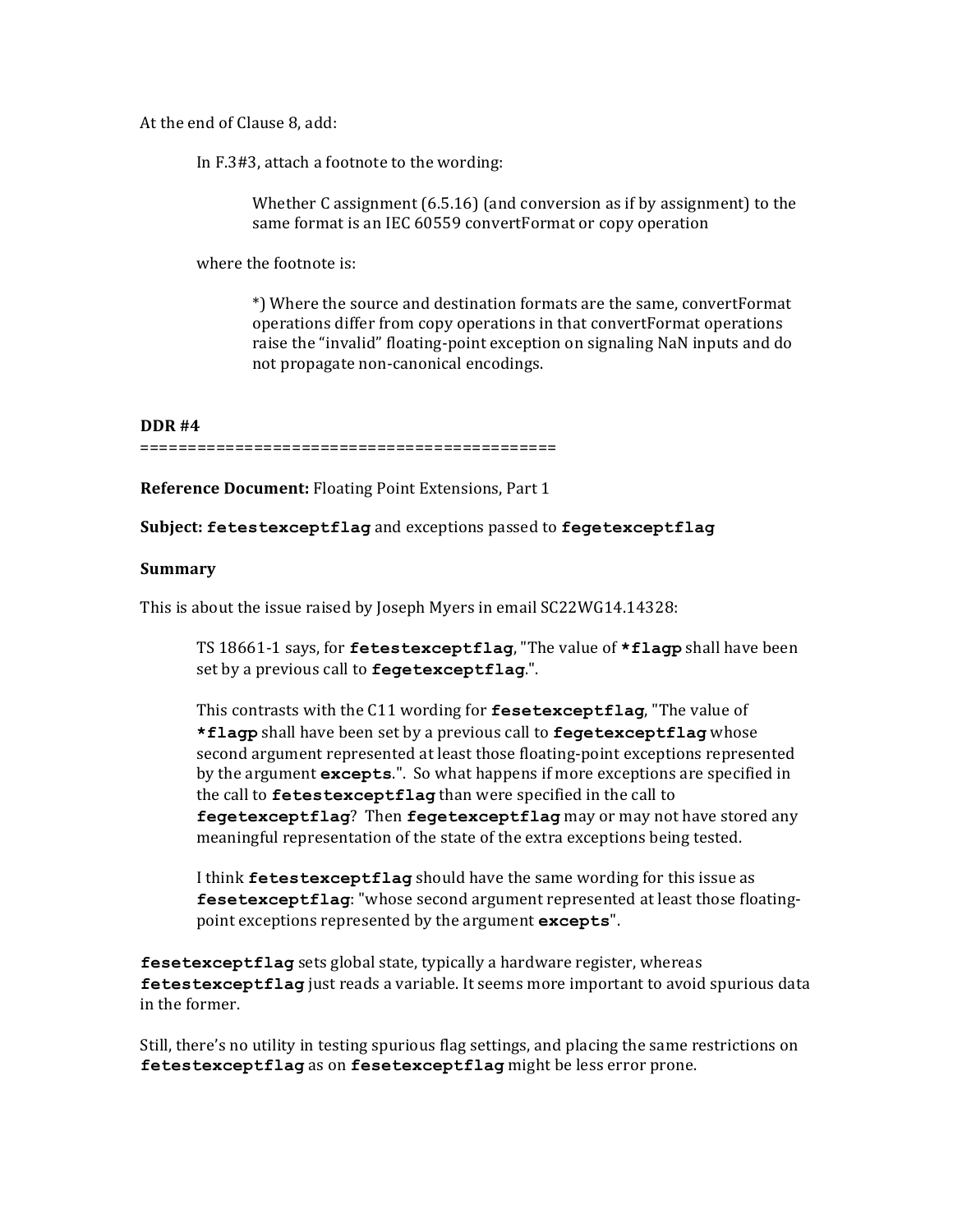At the end of Clause 8, add:

> In F.3#3, attach a footnote to the wording:
>
> > Whether C assignment (6.5.16) (and conversion as if by assignment) to the same format is an IEC 60559 convertFormat or copy operation
>
> where the footnote is:
>
> > *) Where the source and destination formats are the same, convertFormat operations differ from copy operations in that convertFormat operations raise the “invalid” floating-point exception on signaling NaN inputs and do not propagate non-canonical encodings.

**DDR #4**

============================================

**Reference Document:** Floating Point Extensions, Part 1

**Subject: `fetestexceptflag`** and exceptions passed to **`fegetexceptflag`**

**Summary**

This is about the issue raised by Joseph Myers in email SC22WG14.14328:

> TS 18661-1 says, for **`fetestexceptflag`**, "The value of **`*flagp`** shall have been set by a previous call to **`fegetexceptflag`**.".
>
> This contrasts with the C11 wording for **`fesetexceptflag`**, "The value of **`*flagp`** shall have been set by a previous call to **`fegetexceptflag`** whose second argument represented at least those floating-point exceptions represented by the argument **`excepts`**.". So what happens if more exceptions are specified in the call to **`fetestexceptflag`** than were specified in the call to **`fegetexceptflag`**? Then **`fegetexceptflag`** may or may not have stored any meaningful representation of the state of the extra exceptions being tested.
>
> I think **`fetestexceptflag`** should have the same wording for this issue as **`fesetexceptflag`**: "whose second argument represented at least those floating-point exceptions represented by the argument **`excepts`**".

**`fesetexceptflag`** sets global state, typically a hardware register, whereas **`fetestexceptflag`** just reads a variable. It seems more important to avoid spurious data in the former.

Still, there’s no utility in testing spurious flag settings, and placing the same restrictions on **`fetestexceptflag`** as on **`fesetexceptflag`** might be less error prone.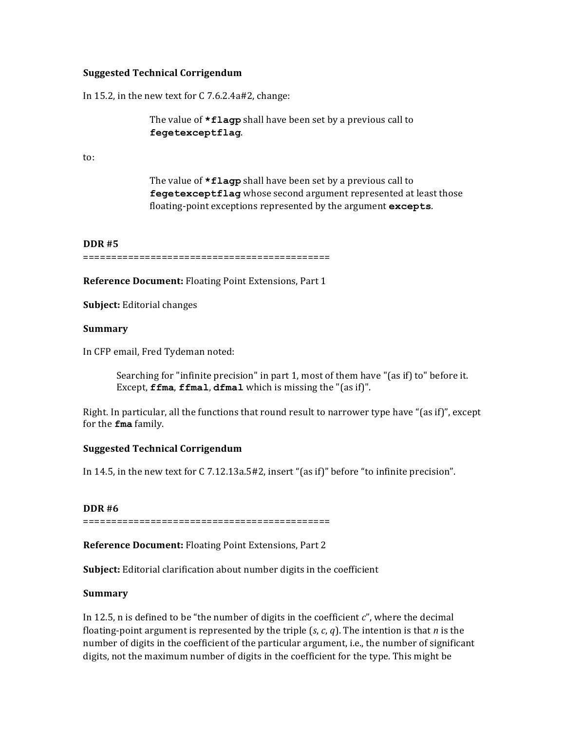**Suggested Technical Corrigendum**

In 15.2, in the new text for C 7.6.2.4a#2, change:

> The value of **`*flagp`** shall have been set by a previous call to **`fegetexceptflag`**.

to:

> The value of **`*flagp`** shall have been set by a previous call to **`fegetexceptflag`** whose second argument represented at least those floating-point exceptions represented by the argument **`excepts`**.

**DDR #5**

============================================

**Reference Document:** Floating Point Extensions, Part 1

**Subject:** Editorial changes

**Summary**

In CFP email, Fred Tydeman noted:

> Searching for "infinite precision" in part 1, most of them have "(as if) to" before it. Except, **`ffma`**, **`ffmal`**, **`dfmal`** which is missing the "(as if)".

Right. In particular, all the functions that round result to narrower type have "(as if)", except for the **`fma`** family.

**Suggested Technical Corrigendum**

In 14.5, in the new text for C 7.12.13a.5#2, insert "(as if)" before "to infinite precision".

**DDR #6**

============================================

**Reference Document:** Floating Point Extensions, Part 2

**Subject:** Editorial clarification about number digits in the coefficient

**Summary**

In 12.5, n is defined to be "the number of digits in the coefficient *c*", where the decimal floating-point argument is represented by the triple (*s*, *c*, *q*). The intention is that *n* is the number of digits in the coefficient of the particular argument, i.e., the number of significant digits, not the maximum number of digits in the coefficient for the type. This might be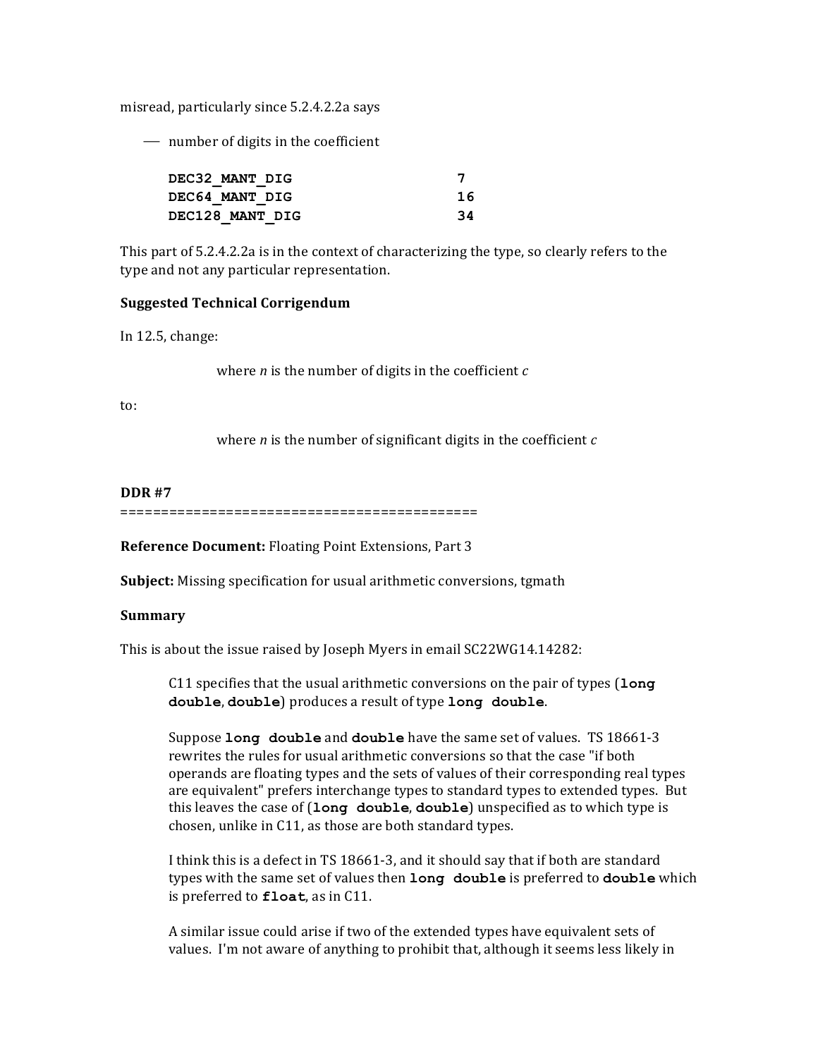misread, particularly since 5.2.4.2.2a says

— number of digits in the coefficient

```
DEC32_MANT_DIG          7
DEC64_MANT_DIG          16
DEC128_MANT_DIG         34
```

This part of 5.2.4.2.2a is in the context of characterizing the type, so clearly refers to the type and not any particular representation.

**Suggested Technical Corrigendum**

In 12.5, change:

> where *n* is the number of digits in the coefficient *c*

to:

> where *n* is the number of significant digits in the coefficient *c*

**DDR #7**

============================================

**Reference Document:** Floating Point Extensions, Part 3

**Subject:** Missing specification for usual arithmetic conversions, tgmath

**Summary**

This is about the issue raised by Joseph Myers in email SC22WG14.14282:

> C11 specifies that the usual arithmetic conversions on the pair of types (**long double**, **double**) produces a result of type **long double**.
>
> Suppose **long double** and **double** have the same set of values. TS 18661-3 rewrites the rules for usual arithmetic conversions so that the case "if both operands are floating types and the sets of values of their corresponding real types are equivalent" prefers interchange types to standard types to extended types. But this leaves the case of (**long double**, **double**) unspecified as to which type is chosen, unlike in C11, as those are both standard types.
>
> I think this is a defect in TS 18661-3, and it should say that if both are standard types with the same set of values then **long double** is preferred to **double** which is preferred to **float**, as in C11.
>
> A similar issue could arise if two of the extended types have equivalent sets of values. I'm not aware of anything to prohibit that, although it seems less likely in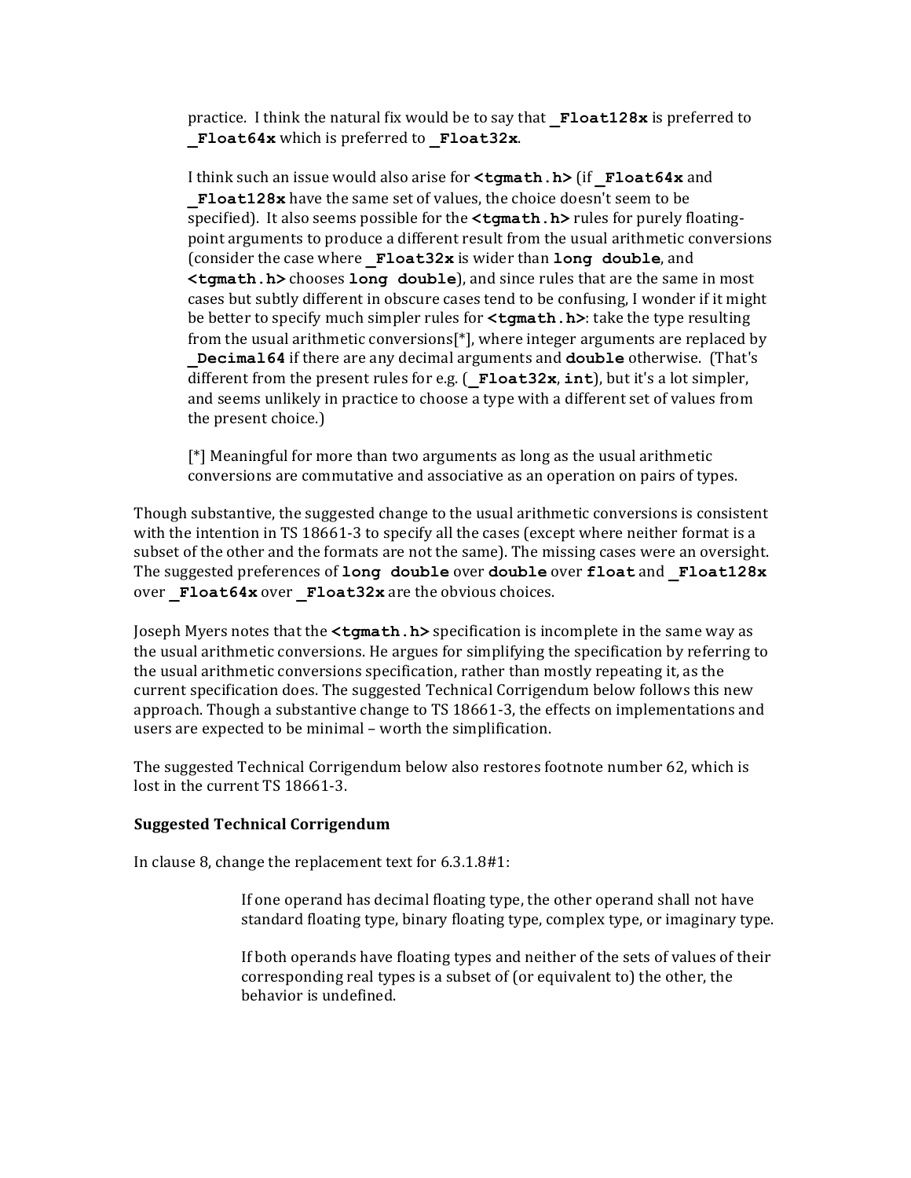> practice. I think the natural fix would be to say that **`_Float128x`** is preferred to **`_Float64x`** which is preferred to **`_Float32x`**.
>
> I think such an issue would also arise for **`<tgmath.h>`** (if **`_Float64x`** and **`_Float128x`** have the same set of values, the choice doesn't seem to be specified). It also seems possible for the **`<tgmath.h>`** rules for purely floating-point arguments to produce a different result from the usual arithmetic conversions (consider the case where **`_Float32x`** is wider than **`long double`**, and **`<tgmath.h>`** chooses **`long double`**), and since rules that are the same in most cases but subtly different in obscure cases tend to be confusing, I wonder if it might be better to specify much simpler rules for **`<tgmath.h>`**: take the type resulting from the usual arithmetic conversions[*], where integer arguments are replaced by **`_Decimal64`** if there are any decimal arguments and **`double`** otherwise. (That's different from the present rules for e.g. (**`_Float32x`**, **`int`**), but it's a lot simpler, and seems unlikely in practice to choose a type with a different set of values from the present choice.)
>
> [*] Meaningful for more than two arguments as long as the usual arithmetic conversions are commutative and associative as an operation on pairs of types.

Though substantive, the suggested change to the usual arithmetic conversions is consistent with the intention in TS 18661-3 to specify all the cases (except where neither format is a subset of the other and the formats are not the same). The missing cases were an oversight. The suggested preferences of **`long double`** over **`double`** over **`float`** and **`_Float128x`** over **`_Float64x`** over **`_Float32x`** are the obvious choices.

Joseph Myers notes that the **`<tgmath.h>`** specification is incomplete in the same way as the usual arithmetic conversions. He argues for simplifying the specification by referring to the usual arithmetic conversions specification, rather than mostly repeating it, as the current specification does. The suggested Technical Corrigendum below follows this new approach. Though a substantive change to TS 18661-3, the effects on implementations and users are expected to be minimal – worth the simplification.

The suggested Technical Corrigendum below also restores footnote number 62, which is lost in the current TS 18661-3.

**Suggested Technical Corrigendum**

In clause 8, change the replacement text for 6.3.1.8#1:

> If one operand has decimal floating type, the other operand shall not have standard floating type, binary floating type, complex type, or imaginary type.
>
> If both operands have floating types and neither of the sets of values of their corresponding real types is a subset of (or equivalent to) the other, the behavior is undefined.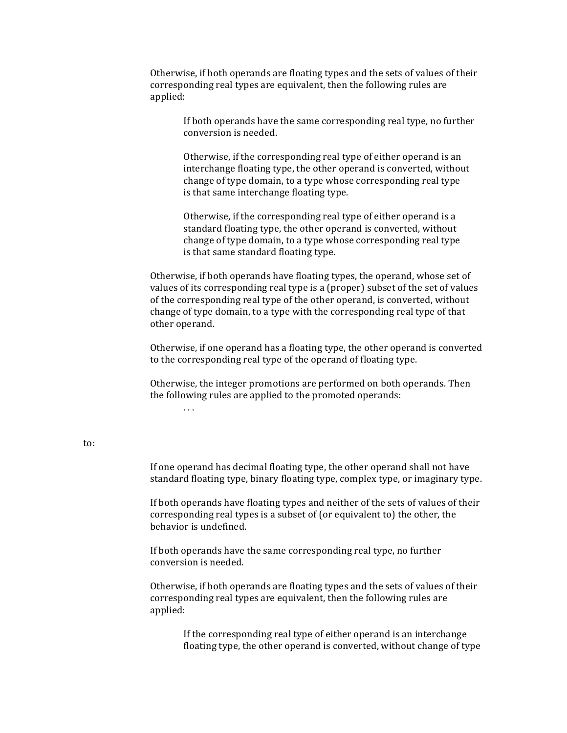Otherwise, if both operands are floating types and the sets of values of their corresponding real types are equivalent, then the following rules are applied:

> If both operands have the same corresponding real type, no further conversion is needed.
>
> Otherwise, if the corresponding real type of either operand is an interchange floating type, the other operand is converted, without change of type domain, to a type whose corresponding real type is that same interchange floating type.
>
> Otherwise, if the corresponding real type of either operand is a standard floating type, the other operand is converted, without change of type domain, to a type whose corresponding real type is that same standard floating type.

Otherwise, if both operands have floating types, the operand, whose set of values of its corresponding real type is a (proper) subset of the set of values of the corresponding real type of the other operand, is converted, without change of type domain, to a type with the corresponding real type of that other operand.

Otherwise, if one operand has a floating type, the other operand is converted to the corresponding real type of the operand of floating type.

Otherwise, the integer promotions are performed on both operands. Then the following rules are applied to the promoted operands:

> . . .

to:

If one operand has decimal floating type, the other operand shall not have standard floating type, binary floating type, complex type, or imaginary type.

If both operands have floating types and neither of the sets of values of their corresponding real types is a subset of (or equivalent to) the other, the behavior is undefined.

If both operands have the same corresponding real type, no further conversion is needed.

Otherwise, if both operands are floating types and the sets of values of their corresponding real types are equivalent, then the following rules are applied:

> If the corresponding real type of either operand is an interchange floating type, the other operand is converted, without change of type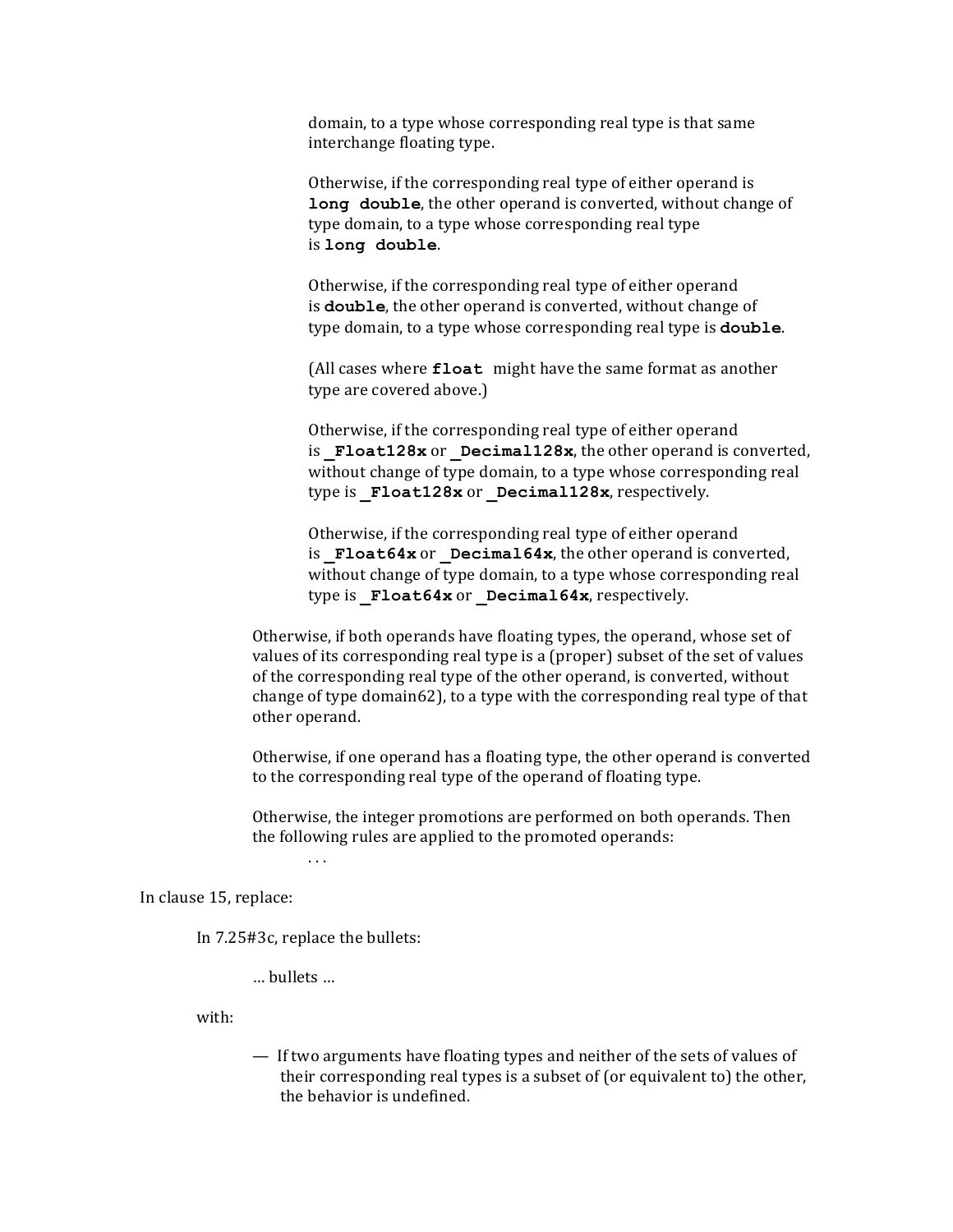domain, to a type whose corresponding real type is that same interchange floating type.

Otherwise, if the corresponding real type of either operand is **long double**, the other operand is converted, without change of type domain, to a type whose corresponding real type is **long double**.

Otherwise, if the corresponding real type of either operand is **double**, the other operand is converted, without change of type domain, to a type whose corresponding real type is **double**.

(All cases where **float** might have the same format as another type are covered above.)

Otherwise, if the corresponding real type of either operand is **_Float128x** or **_Decimal128x**, the other operand is converted, without change of type domain, to a type whose corresponding real type is **_Float128x** or **_Decimal128x**, respectively.

Otherwise, if the corresponding real type of either operand is **_Float64x** or **_Decimal64x**, the other operand is converted, without change of type domain, to a type whose corresponding real type is **_Float64x** or **_Decimal64x**, respectively.

Otherwise, if both operands have floating types, the operand, whose set of values of its corresponding real type is a (proper) subset of the set of values of the corresponding real type of the other operand, is converted, without change of type domain62), to a type with the corresponding real type of that other operand.

Otherwise, if one operand has a floating type, the other operand is converted to the corresponding real type of the operand of floating type.

Otherwise, the integer promotions are performed on both operands. Then the following rules are applied to the promoted operands:

. . .

In clause 15, replace:

In 7.25#3c, replace the bullets:

… bullets …

with:

— If two arguments have floating types and neither of the sets of values of their corresponding real types is a subset of (or equivalent to) the other, the behavior is undefined.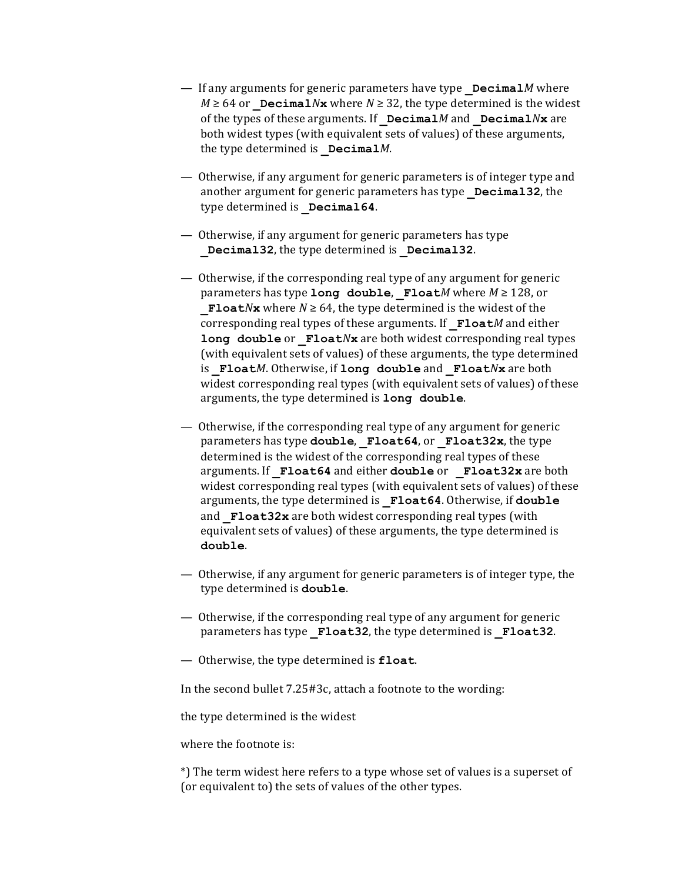— If any arguments for generic parameters have type **_Decimal***M* where $M \geq 64$ or **_Decimal***N***x** where $N \geq 32$, the type determined is the widest of the types of these arguments. If **_Decimal***M* and **_Decimal***N***x** are both widest types (with equivalent sets of values) of these arguments, the type determined is **_Decimal***M*.

— Otherwise, if any argument for generic parameters is of integer type and another argument for generic parameters has type **_Decimal32**, the type determined is **_Decimal64**.

— Otherwise, if any argument for generic parameters has type **_Decimal32**, the type determined is **_Decimal32**.

— Otherwise, if the corresponding real type of any argument for generic parameters has type **long double**, **_Float***M* where $M \geq 128$, or **_Float***N***x** where $N \geq 64$, the type determined is the widest of the corresponding real types of these arguments. If **_Float***M* and either **long double** or **_Float***N***x** are both widest corresponding real types (with equivalent sets of values) of these arguments, the type determined is **_Float***M*. Otherwise, if **long double** and **_Float***N***x** are both widest corresponding real types (with equivalent sets of values) of these arguments, the type determined is **long double**.

— Otherwise, if the corresponding real type of any argument for generic parameters has type **double**, **_Float64**, or **_Float32x**, the type determined is the widest of the corresponding real types of these arguments. If **_Float64** and either **double** or **_Float32x** are both widest corresponding real types (with equivalent sets of values) of these arguments, the type determined is **_Float64**. Otherwise, if **double** and **_Float32x** are both widest corresponding real types (with equivalent sets of values) of these arguments, the type determined is **double**.

— Otherwise, if any argument for generic parameters is of integer type, the type determined is **double**.

— Otherwise, if the corresponding real type of any argument for generic parameters has type **_Float32**, the type determined is **_Float32**.

— Otherwise, the type determined is **float**.

In the second bullet 7.25#3c, attach a footnote to the wording:

the type determined is the widest

where the footnote is:

*) The term widest here refers to a type whose set of values is a superset of (or equivalent to) the sets of values of the other types.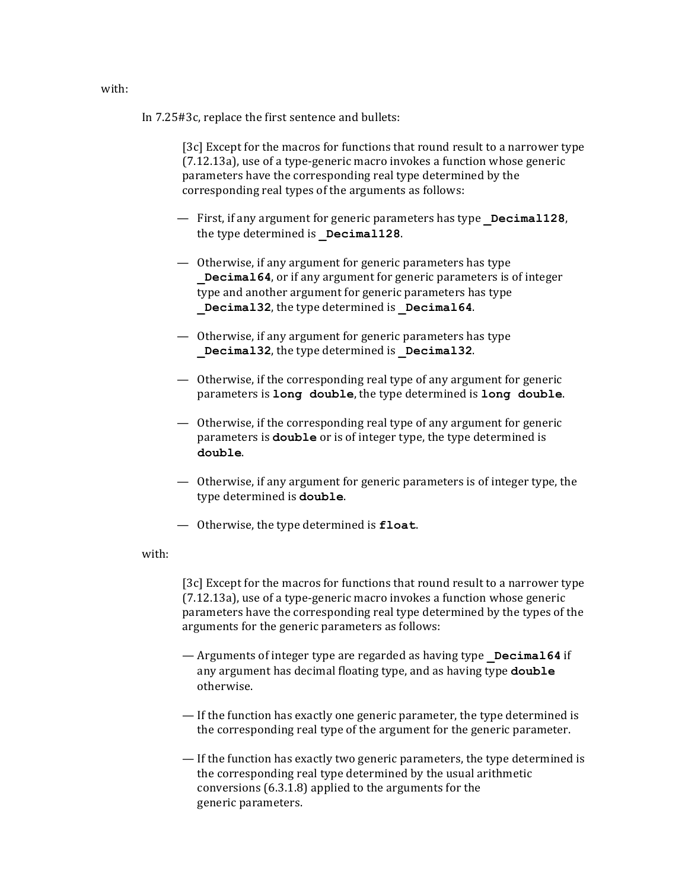with:

In 7.25#3c, replace the first sentence and bullets:

> [3c] Except for the macros for functions that round result to a narrower type (7.12.13a), use of a type-generic macro invokes a function whose generic parameters have the corresponding real type determined by the corresponding real types of the arguments as follows:
>
> — First, if any argument for generic parameters has type **`_Decimal128`**, the type determined is **`_Decimal128`**.
>
> — Otherwise, if any argument for generic parameters has type **`_Decimal64`**, or if any argument for generic parameters is of integer type and another argument for generic parameters has type **`_Decimal32`**, the type determined is **`_Decimal64`**.
>
> — Otherwise, if any argument for generic parameters has type **`_Decimal32`**, the type determined is **`_Decimal32`**.
>
> — Otherwise, if the corresponding real type of any argument for generic parameters is **`long double`**, the type determined is **`long double`**.
>
> — Otherwise, if the corresponding real type of any argument for generic parameters is **`double`** or is of integer type, the type determined is **`double`**.
>
> — Otherwise, if any argument for generic parameters is of integer type, the type determined is **`double`**.
>
> — Otherwise, the type determined is **`float`**.

with:

> [3c] Except for the macros for functions that round result to a narrower type (7.12.13a), use of a type-generic macro invokes a function whose generic parameters have the corresponding real type determined by the types of the arguments for the generic parameters as follows:
>
> — Arguments of integer type are regarded as having type **`_Decimal64`** if any argument has decimal floating type, and as having type **`double`** otherwise.
>
> — If the function has exactly one generic parameter, the type determined is the corresponding real type of the argument for the generic parameter.
>
> — If the function has exactly two generic parameters, the type determined is the corresponding real type determined by the usual arithmetic conversions (6.3.1.8) applied to the arguments for the generic parameters.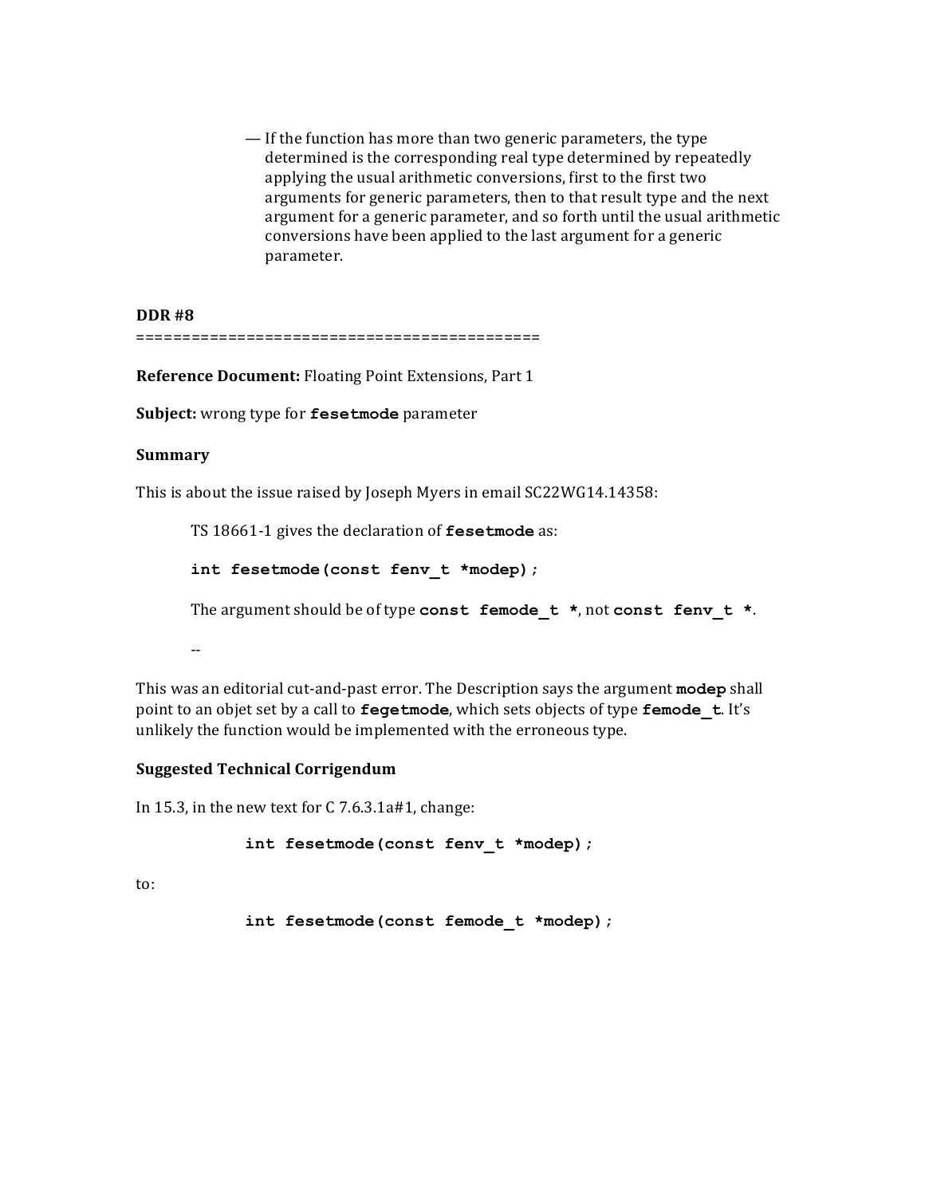— If the function has more than two generic parameters, the type determined is the corresponding real type determined by repeatedly applying the usual arithmetic conversions, first to the first two arguments for generic parameters, then to that result type and the next argument for a generic parameter, and so forth until the usual arithmetic conversions have been applied to the last argument for a generic parameter.

**DDR #8**

============================================

**Reference Document:** Floating Point Extensions, Part 1

**Subject:** wrong type for **fesetmode** parameter

**Summary**

This is about the issue raised by Joseph Myers in email SC22WG14.14358:

> TS 18661-1 gives the declaration of **fesetmode** as:
>
> **int fesetmode(const fenv_t *modep);**
>
> The argument should be of type **const femode_t ***, not **const fenv_t ***.
>
> --

This was an editorial cut-and-past error. The Description says the argument **modep** shall point to an objet set by a call to **fegetmode**, which sets objects of type **femode_t**. It's unlikely the function would be implemented with the erroneous type.

**Suggested Technical Corrigendum**

In 15.3, in the new text for C 7.6.3.1a#1, change:

```
int fesetmode(const fenv_t *modep);
```

to:

```
int fesetmode(const femode_t *modep);
```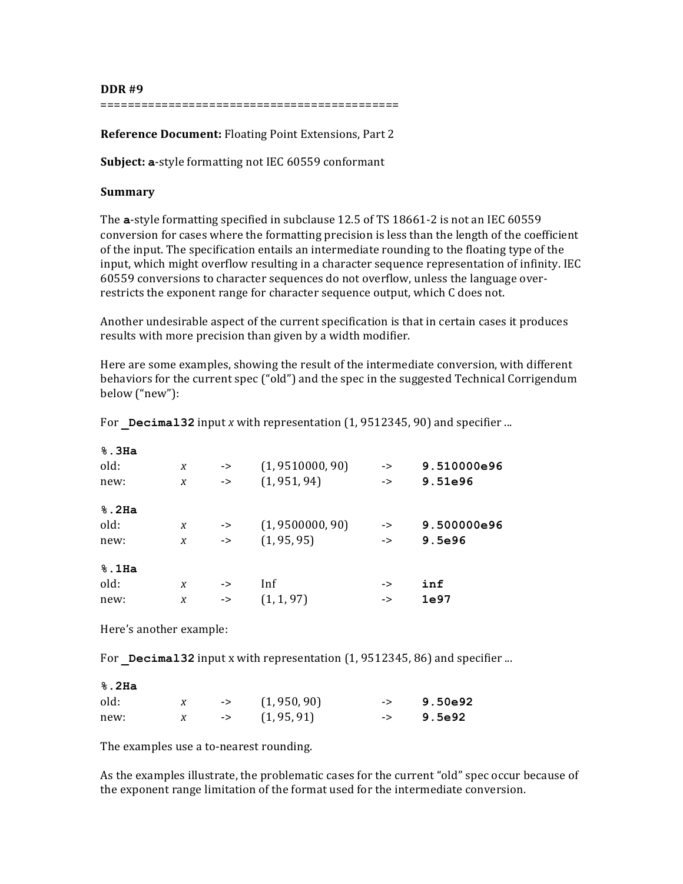**DDR #9**
============================================

**Reference Document:** Floating Point Extensions, Part 2

**Subject:** **a**-style formatting not IEC 60559 conformant

**Summary**

The **a**-style formatting specified in subclause 12.5 of TS 18661-2 is not an IEC 60559 conversion for cases where the formatting precision is less than the length of the coefficient of the input. The specification entails an intermediate rounding to the floating type of the input, which might overflow resulting in a character sequence representation of infinity. IEC 60559 conversions to character sequences do not overflow, unless the language over-restricts the exponent range for character sequence output, which C does not.

Another undesirable aspect of the current specification is that in certain cases it produces results with more precision than given by a width modifier.

Here are some examples, showing the result of the intermediate conversion, with different behaviors for the current spec ("old") and the spec in the suggested Technical Corrigendum below ("new"):

For **`_Decimal32`** input *x* with representation (1, 9512345, 90) and specifier ...

**`%.3Ha`**

| | | | | | |
|---|---|---|---|---|---|
| old: | *x* | -> | (1, 9510000, 90) | -> | **`9.510000e96`** |
| new: | *x* | -> | (1, 951, 94) | -> | **`9.51e96`** |

**`%.2Ha`**

| | | | | | |
|---|---|---|---|---|---|
| old: | *x* | -> | (1, 9500000, 90) | -> | **`9.500000e96`** |
| new: | *x* | -> | (1, 95, 95) | -> | **`9.5e96`** |

**`%.1Ha`**

| | | | | | |
|---|---|---|---|---|---|
| old: | *x* | -> | Inf | -> | **`inf`** |
| new: | *x* | -> | (1, 1, 97) | -> | **`1e97`** |

Here's another example:

For **`_Decimal32`** input x with representation (1, 9512345, 86) and specifier ...

**`%.2Ha`**

| | | | | | |
|---|---|---|---|---|---|
| old: | *x* | -> | (1, 950, 90) | -> | **`9.50e92`** |
| new: | *x* | -> | (1, 95, 91) | -> | **`9.5e92`** |

The examples use a to-nearest rounding.

As the examples illustrate, the problematic cases for the current "old" spec occur because of the exponent range limitation of the format used for the intermediate conversion.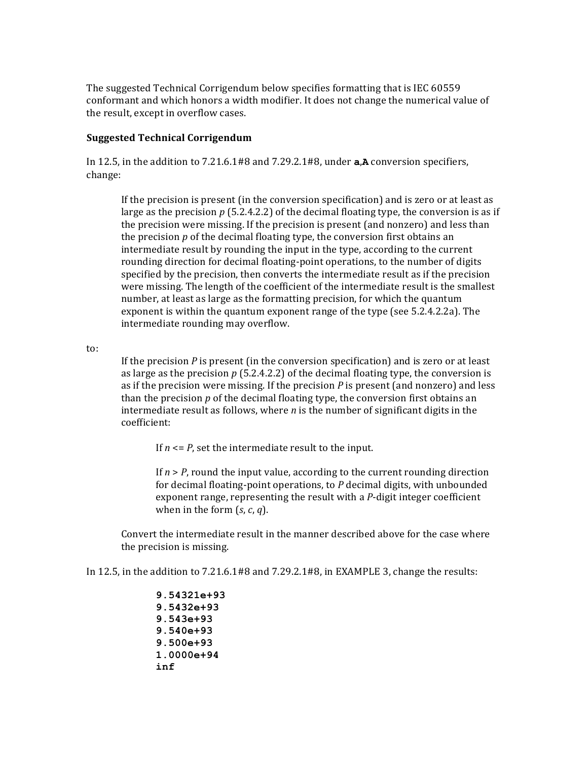The suggested Technical Corrigendum below specifies formatting that is IEC 60559 conformant and which honors a width modifier. It does not change the numerical value of the result, except in overflow cases.

**Suggested Technical Corrigendum**

In 12.5, in the addition to 7.21.6.1#8 and 7.29.2.1#8, under **a**,**A** conversion specifiers, change:

> If the precision is present (in the conversion specification) and is zero or at least as large as the precision *p* (5.2.4.2.2) of the decimal floating type, the conversion is as if the precision were missing. If the precision is present (and nonzero) and less than the precision *p* of the decimal floating type, the conversion first obtains an intermediate result by rounding the input in the type, according to the current rounding direction for decimal floating-point operations, to the number of digits specified by the precision, then converts the intermediate result as if the precision were missing. The length of the coefficient of the intermediate result is the smallest number, at least as large as the formatting precision, for which the quantum exponent is within the quantum exponent range of the type (see 5.2.4.2.2a). The intermediate rounding may overflow.

to:

> If the precision *P* is present (in the conversion specification) and is zero or at least as large as the precision *p* (5.2.4.2.2) of the decimal floating type, the conversion is as if the precision were missing. If the precision *P* is present (and nonzero) and less than the precision *p* of the decimal floating type, the conversion first obtains an intermediate result as follows, where *n* is the number of significant digits in the coefficient:
>
> > If $n <= P$, set the intermediate result to the input.
> >
> > If $n > P$, round the input value, according to the current rounding direction for decimal floating-point operations, to *P* decimal digits, with unbounded exponent range, representing the result with a *P*-digit integer coefficient when in the form (*s*, *c*, *q*).
>
> Convert the intermediate result in the manner described above for the case where the precision is missing.

In 12.5, in the addition to 7.21.6.1#8 and 7.29.2.1#8, in EXAMPLE 3, change the results:

```
9.54321e+93
9.5432e+93
9.543e+93
9.540e+93
9.500e+93
1.0000e+94
inf
```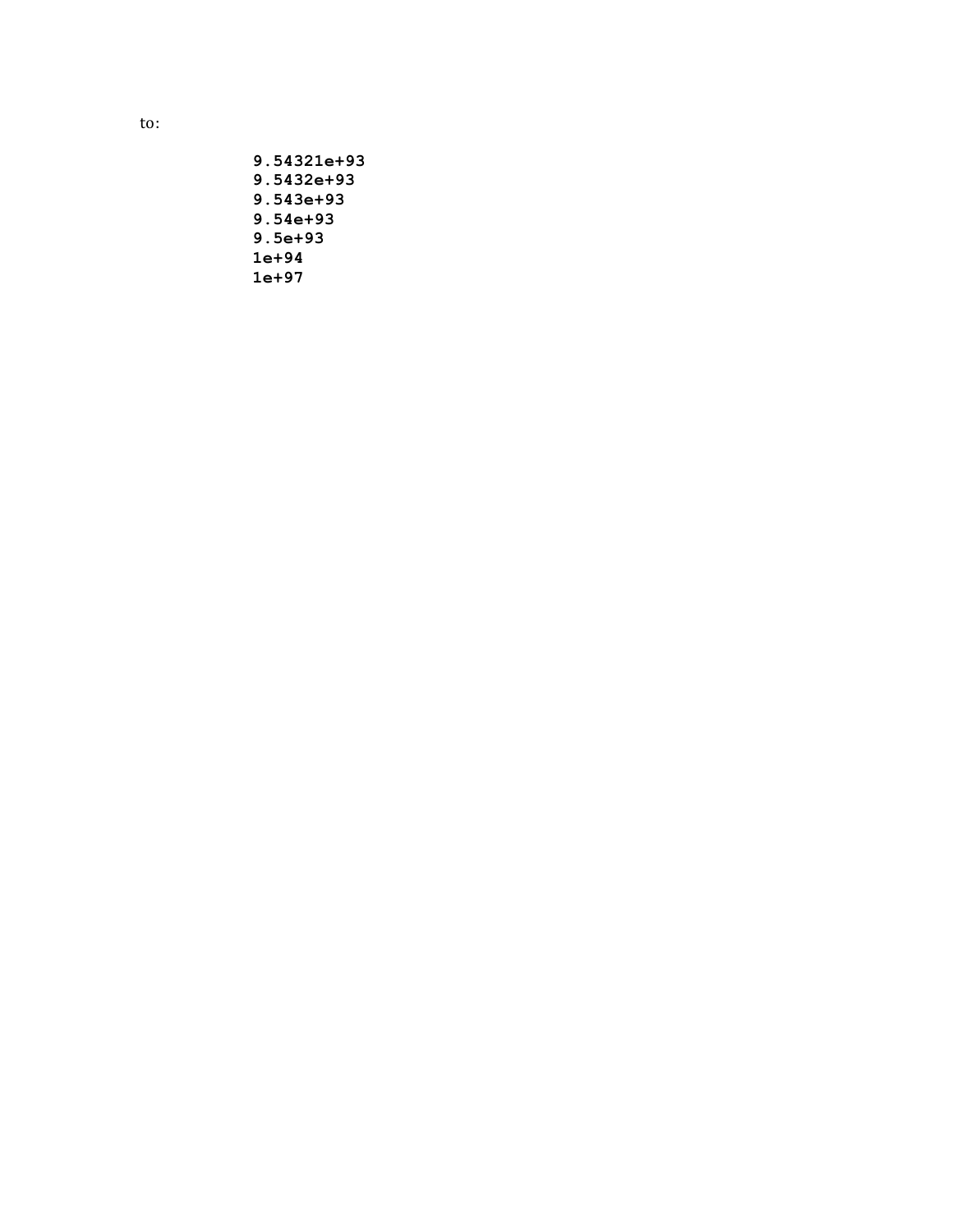to:

```
9.54321e+93
9.5432e+93
9.543e+93
9.54e+93
9.5e+93
1e+94
1e+97
```